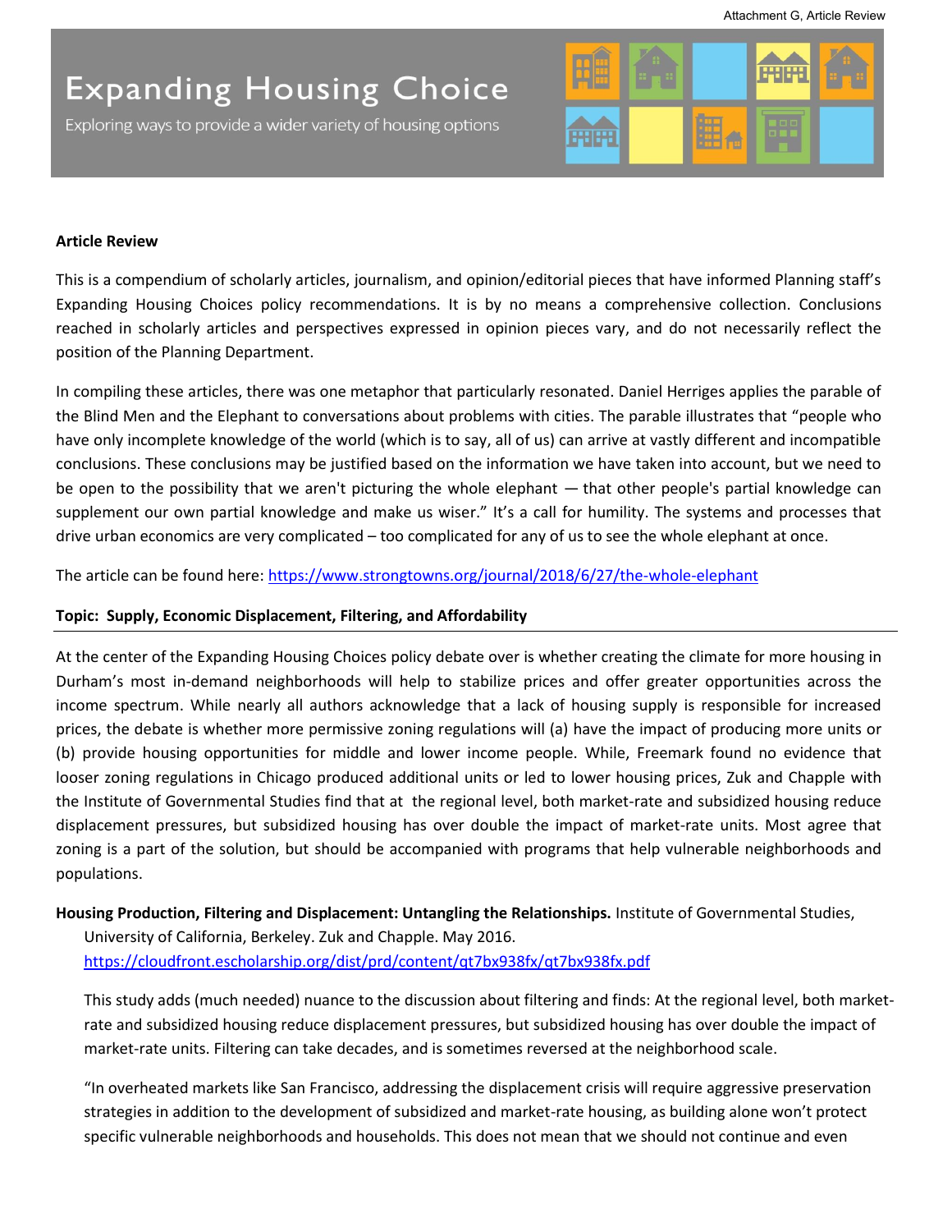# Expanding Housing Choice

Exploring ways to provide a wider variety of housing options

**Article Review**

This is a compendium of scholarly articles, journalism, and opinion/editorial pieces that have informed Planning staff's Expanding Housing Choices policy recommendations. It is by no means a comprehensive collection. Conclusions reached in scholarly articles and perspectives expressed in opinion pieces vary, and do not necessarily reflect the position of the Planning Department.

In compiling these articles, there was one metaphor that particularly resonated. Daniel Herriges applies the parable of the Blind Men and the Elephant to conversations about problems with cities. The parable illustrates that "people who have only incomplete knowledge of the world (which is to say, all of us) can arrive at vastly different and incompatible conclusions. These conclusions may be justified based on the information we have taken into account, but we need to be open to the possibility that we aren't picturing the whole elephant — that other people's partial knowledge can supplement our own partial knowledge and make us wiser." It's a call for humility. The systems and processes that drive urban economics are very complicated – too complicated for any of us to see the whole elephant at once.

The article can be found here: https://www.strongtowns.org/journal/2018/6/27/the-whole-elephant

**Topic: Supply, Economic Displacement, Filtering, and Affordability**

---

At the center of the Expanding Housing Choices policy debate over is whether creating the climate for more housing in Durham's most in-demand neighborhoods will help to stabilize prices and offer greater opportunities across the income spectrum. While nearly all authors acknowledge that a lack of housing supply is responsible for increased prices, the debate is whether more permissive zoning regulations will (a) have the impact of producing more units or (b) provide housing opportunities for middle and lower income people. While, Freemark found no evidence that looser zoning regulations in Chicago produced additional units or led to lower housing prices, Zuk and Chapple with the Institute of Governmental Studies find that at the regional level, both market-rate and subsidized housing reduce displacement pressures, but subsidized housing has over double the impact of market-rate units. Most agree that zoning is a part of the solution, but should be accompanied with programs that help vulnerable neighborhoods and populations.

**Housing Production, Filtering and Displacement: Untangling the Relationships.** Institute of Governmental Studies, University of California, Berkeley. Zuk and Chapple. May 2016. https://cloudfront.escholarship.org/dist/prd/content/qt7bx938fx/qt7bx938fx.pdf

This study adds (much needed) nuance to the discussion about filtering and finds: At the regional level, both market-rate and subsidized housing reduce displacement pressures, but subsidized housing has over double the impact of market-rate units. Filtering can take decades, and is sometimes reversed at the neighborhood scale.

"In overheated markets like San Francisco, addressing the displacement crisis will require aggressive preservation strategies in addition to the development of subsidized and market-rate housing, as building alone won't protect specific vulnerable neighborhoods and households. This does not mean that we should not continue and even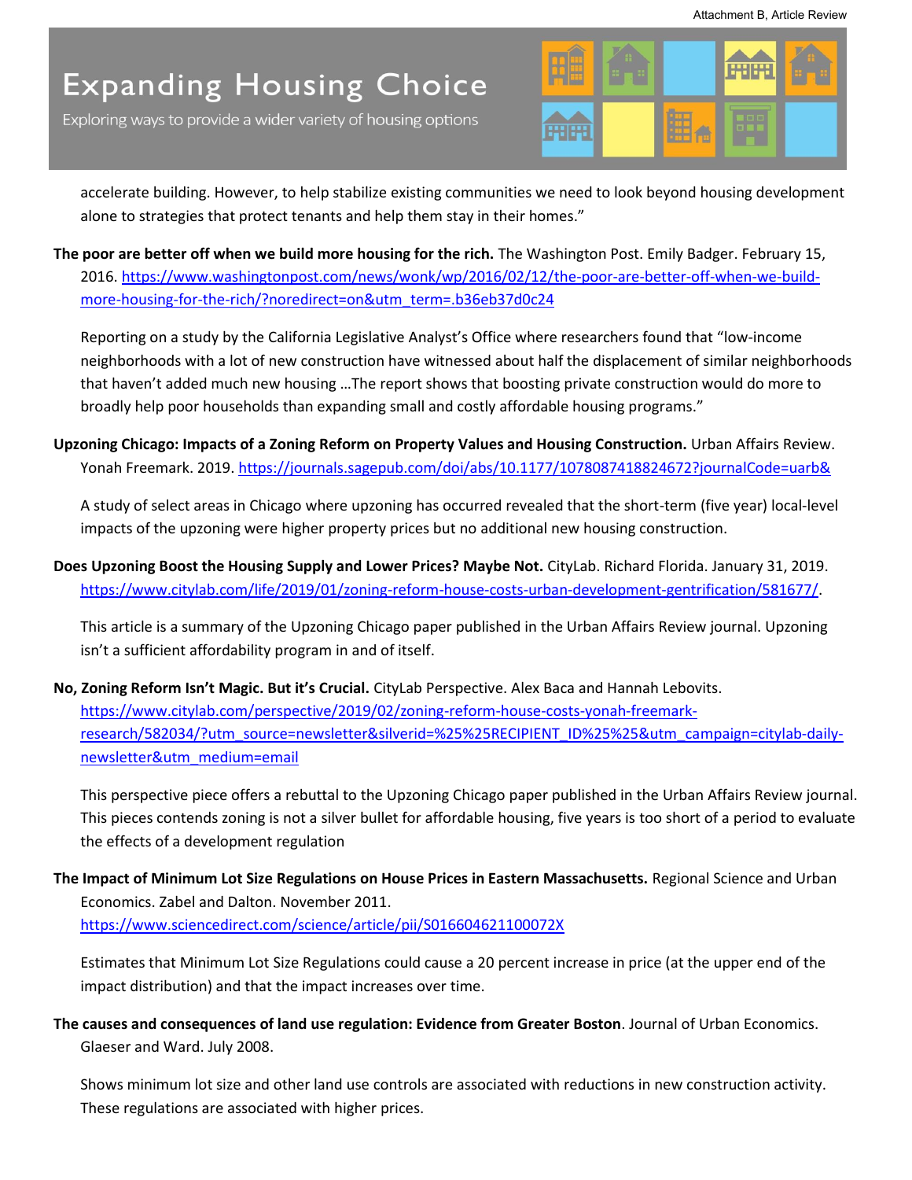accelerate building. However, to help stabilize existing communities we need to look beyond housing development alone to strategies that protect tenants and help them stay in their homes."

**The poor are better off when we build more housing for the rich.** The Washington Post. Emily Badger. February 15, 2016. https://www.washingtonpost.com/news/wonk/wp/2016/02/12/the-poor-are-better-off-when-we-build-more-housing-for-the-rich/?noredirect=on&utm_term=.b36eb37d0c24

Reporting on a study by the California Legislative Analyst's Office where researchers found that "low-income neighborhoods with a lot of new construction have witnessed about half the displacement of similar neighborhoods that haven't added much new housing …The report shows that boosting private construction would do more to broadly help poor households than expanding small and costly affordable housing programs."

**Upzoning Chicago: Impacts of a Zoning Reform on Property Values and Housing Construction.** Urban Affairs Review. Yonah Freemark. 2019. https://journals.sagepub.com/doi/abs/10.1177/1078087418824672?journalCode=uarb&

A study of select areas in Chicago where upzoning has occurred revealed that the short-term (five year) local-level impacts of the upzoning were higher property prices but no additional new housing construction.

**Does Upzoning Boost the Housing Supply and Lower Prices? Maybe Not.** CityLab. Richard Florida. January 31, 2019. https://www.citylab.com/life/2019/01/zoning-reform-house-costs-urban-development-gentrification/581677/.

This article is a summary of the Upzoning Chicago paper published in the Urban Affairs Review journal. Upzoning isn't a sufficient affordability program in and of itself.

**No, Zoning Reform Isn't Magic. But it's Crucial.** CityLab Perspective. Alex Baca and Hannah Lebovits. https://www.citylab.com/perspective/2019/02/zoning-reform-house-costs-yonah-freemark-research/582034/?utm_source=newsletter&silverid=%25%25RECIPIENT_ID%25%25&utm_campaign=citylab-daily-newsletter&utm_medium=email

This perspective piece offers a rebuttal to the Upzoning Chicago paper published in the Urban Affairs Review journal. This pieces contends zoning is not a silver bullet for affordable housing, five years is too short of a period to evaluate the effects of a development regulation

**The Impact of Minimum Lot Size Regulations on House Prices in Eastern Massachusetts.** Regional Science and Urban Economics. Zabel and Dalton. November 2011. https://www.sciencedirect.com/science/article/pii/S016604621100072X

Estimates that Minimum Lot Size Regulations could cause a 20 percent increase in price (at the upper end of the impact distribution) and that the impact increases over time.

**The causes and consequences of land use regulation: Evidence from Greater Boston**. Journal of Urban Economics. Glaeser and Ward. July 2008.

Shows minimum lot size and other land use controls are associated with reductions in new construction activity. These regulations are associated with higher prices.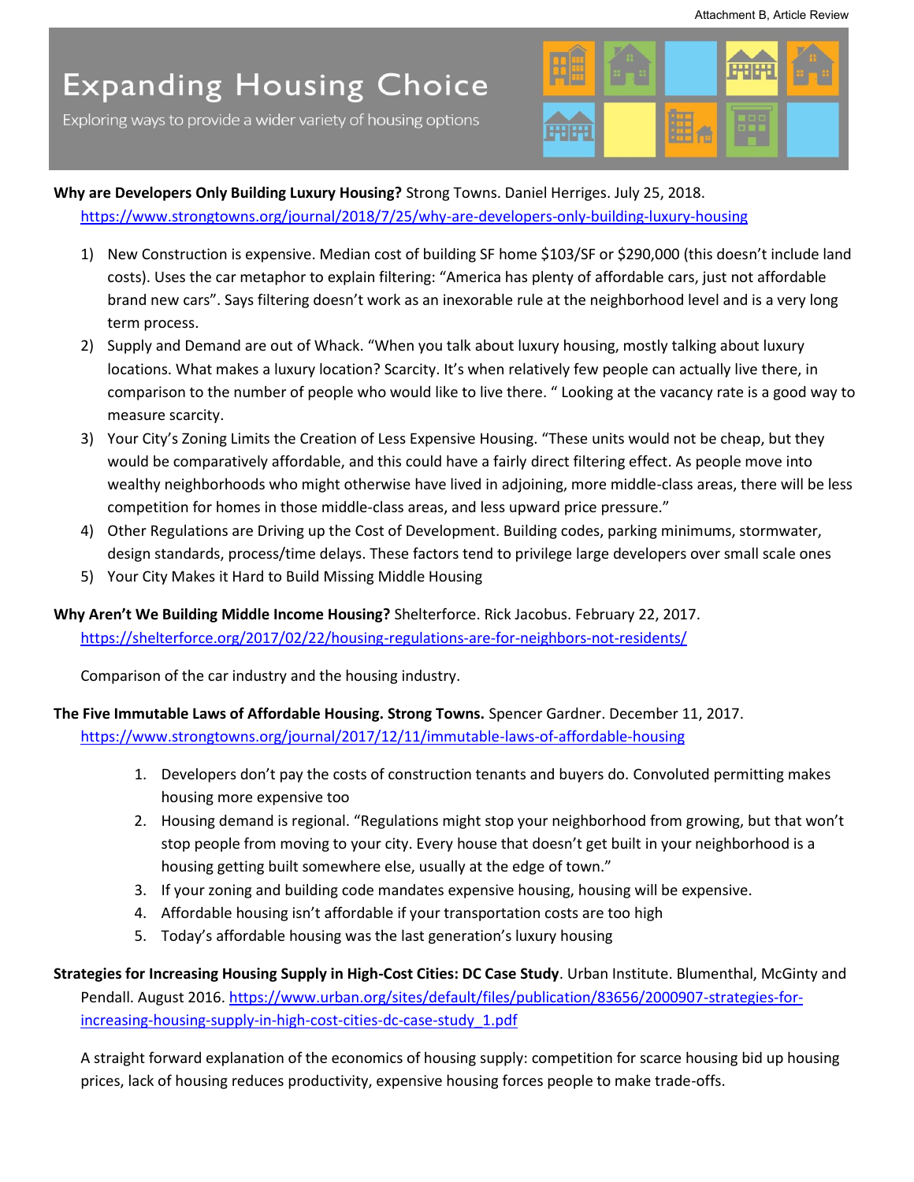# Expanding Housing Choice

Exploring ways to provide a wider variety of housing options

**Why are Developers Only Building Luxury Housing?** Strong Towns. Daniel Herriges. July 25, 2018. https://www.strongtowns.org/journal/2018/7/25/why-are-developers-only-building-luxury-housing

1) New Construction is expensive. Median cost of building SF home $103/SF or $290,000 (this doesn't include land costs). Uses the car metaphor to explain filtering: "America has plenty of affordable cars, just not affordable brand new cars". Says filtering doesn't work as an inexorable rule at the neighborhood level and is a very long term process.
2) Supply and Demand are out of Whack. "When you talk about luxury housing, mostly talking about luxury locations. What makes a luxury location? Scarcity. It's when relatively few people can actually live there, in comparison to the number of people who would like to live there. " Looking at the vacancy rate is a good way to measure scarcity.
3) Your City's Zoning Limits the Creation of Less Expensive Housing. "These units would not be cheap, but they would be comparatively affordable, and this could have a fairly direct filtering effect. As people move into wealthy neighborhoods who might otherwise have lived in adjoining, more middle-class areas, there will be less competition for homes in those middle-class areas, and less upward price pressure."
4) Other Regulations are Driving up the Cost of Development. Building codes, parking minimums, stormwater, design standards, process/time delays. These factors tend to privilege large developers over small scale ones
5) Your City Makes it Hard to Build Missing Middle Housing

**Why Aren't We Building Middle Income Housing?** Shelterforce. Rick Jacobus. February 22, 2017. https://shelterforce.org/2017/02/22/housing-regulations-are-for-neighbors-not-residents/

Comparison of the car industry and the housing industry.

**The Five Immutable Laws of Affordable Housing. Strong Towns.** Spencer Gardner. December 11, 2017. https://www.strongtowns.org/journal/2017/12/11/immutable-laws-of-affordable-housing

1. Developers don't pay the costs of construction tenants and buyers do. Convoluted permitting makes housing more expensive too
2. Housing demand is regional. "Regulations might stop your neighborhood from growing, but that won't stop people from moving to your city. Every house that doesn't get built in your neighborhood is a housing getting built somewhere else, usually at the edge of town."
3. If your zoning and building code mandates expensive housing, housing will be expensive.
4. Affordable housing isn't affordable if your transportation costs are too high
5. Today's affordable housing was the last generation's luxury housing

**Strategies for Increasing Housing Supply in High-Cost Cities: DC Case Study**. Urban Institute. Blumenthal, McGinty and Pendall. August 2016. https://www.urban.org/sites/default/files/publication/83656/2000907-strategies-for-increasing-housing-supply-in-high-cost-cities-dc-case-study_1.pdf

A straight forward explanation of the economics of housing supply: competition for scarce housing bid up housing prices, lack of housing reduces productivity, expensive housing forces people to make trade-offs.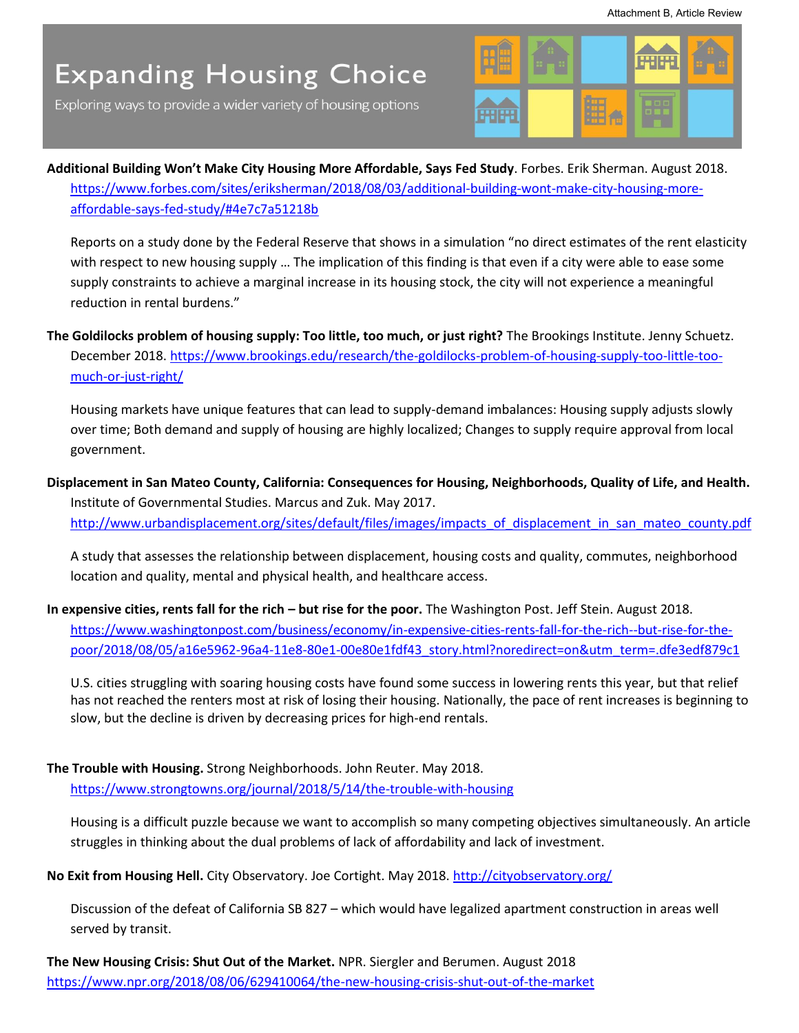Attachment B, Article Review

# Expanding Housing Choice

Exploring ways to provide a wider variety of housing options

**Additional Building Won't Make City Housing More Affordable, Says Fed Study**. Forbes. Erik Sherman. August 2018. https://www.forbes.com/sites/eriksherman/2018/08/03/additional-building-wont-make-city-housing-more-affordable-says-fed-study/#4e7c7a51218b

Reports on a study done by the Federal Reserve that shows in a simulation "no direct estimates of the rent elasticity with respect to new housing supply … The implication of this finding is that even if a city were able to ease some supply constraints to achieve a marginal increase in its housing stock, the city will not experience a meaningful reduction in rental burdens."

**The Goldilocks problem of housing supply: Too little, too much, or just right?** The Brookings Institute. Jenny Schuetz. December 2018. https://www.brookings.edu/research/the-goldilocks-problem-of-housing-supply-too-little-too-much-or-just-right/

Housing markets have unique features that can lead to supply-demand imbalances: Housing supply adjusts slowly over time; Both demand and supply of housing are highly localized; Changes to supply require approval from local government.

**Displacement in San Mateo County, California: Consequences for Housing, Neighborhoods, Quality of Life, and Health.** Institute of Governmental Studies. Marcus and Zuk. May 2017. http://www.urbandisplacement.org/sites/default/files/images/impacts_of_displacement_in_san_mateo_county.pdf

A study that assesses the relationship between displacement, housing costs and quality, commutes, neighborhood location and quality, mental and physical health, and healthcare access.

**In expensive cities, rents fall for the rich – but rise for the poor.** The Washington Post. Jeff Stein. August 2018. https://www.washingtonpost.com/business/economy/in-expensive-cities-rents-fall-for-the-rich--but-rise-for-the-poor/2018/08/05/a16e5962-96a4-11e8-80e1-00e80e1fdf43_story.html?noredirect=on&utm_term=.dfe3edf879c1

U.S. cities struggling with soaring housing costs have found some success in lowering rents this year, but that relief has not reached the renters most at risk of losing their housing. Nationally, the pace of rent increases is beginning to slow, but the decline is driven by decreasing prices for high-end rentals.

**The Trouble with Housing.** Strong Neighborhoods. John Reuter. May 2018. https://www.strongtowns.org/journal/2018/5/14/the-trouble-with-housing

Housing is a difficult puzzle because we want to accomplish so many competing objectives simultaneously. An article struggles in thinking about the dual problems of lack of affordability and lack of investment.

**No Exit from Housing Hell.** City Observatory. Joe Cortight. May 2018. http://cityobservatory.org/

Discussion of the defeat of California SB 827 – which would have legalized apartment construction in areas well served by transit.

**The New Housing Crisis: Shut Out of the Market.** NPR. Siergler and Berumen. August 2018 https://www.npr.org/2018/08/06/629410064/the-new-housing-crisis-shut-out-of-the-market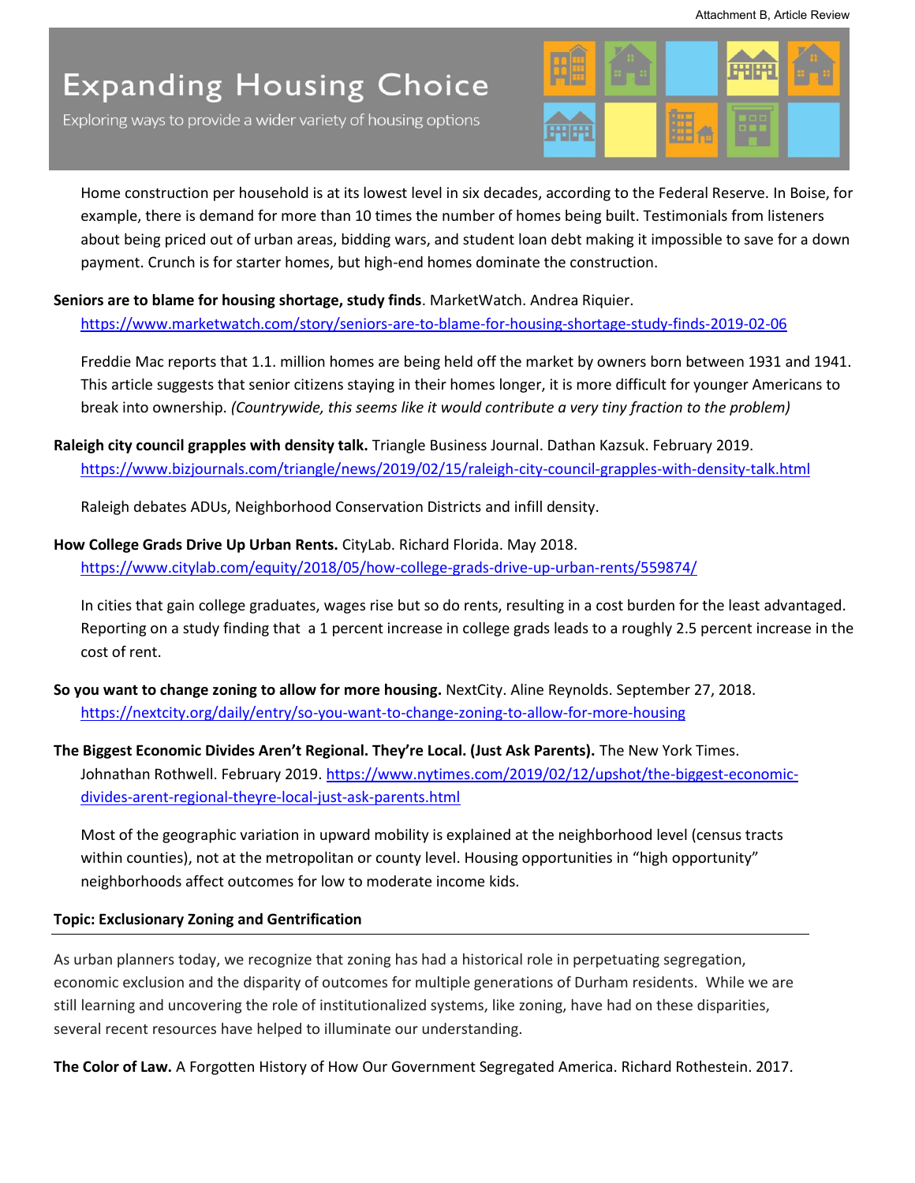Home construction per household is at its lowest level in six decades, according to the Federal Reserve. In Boise, for example, there is demand for more than 10 times the number of homes being built. Testimonials from listeners about being priced out of urban areas, bidding wars, and student loan debt making it impossible to save for a down payment. Crunch is for starter homes, but high-end homes dominate the construction.

**Seniors are to blame for housing shortage, study finds**. MarketWatch. Andrea Riquier.
https://www.marketwatch.com/story/seniors-are-to-blame-for-housing-shortage-study-finds-2019-02-06

Freddie Mac reports that 1.1. million homes are being held off the market by owners born between 1931 and 1941. This article suggests that senior citizens staying in their homes longer, it is more difficult for younger Americans to break into ownership. *(Countrywide, this seems like it would contribute a very tiny fraction to the problem)*

**Raleigh city council grapples with density talk.** Triangle Business Journal. Dathan Kazsuk. February 2019.
https://www.bizjournals.com/triangle/news/2019/02/15/raleigh-city-council-grapples-with-density-talk.html

Raleigh debates ADUs, Neighborhood Conservation Districts and infill density.

**How College Grads Drive Up Urban Rents.** CityLab. Richard Florida. May 2018.
https://www.citylab.com/equity/2018/05/how-college-grads-drive-up-urban-rents/559874/

In cities that gain college graduates, wages rise but so do rents, resulting in a cost burden for the least advantaged. Reporting on a study finding that a 1 percent increase in college grads leads to a roughly 2.5 percent increase in the cost of rent.

**So you want to change zoning to allow for more housing.** NextCity. Aline Reynolds. September 27, 2018.
https://nextcity.org/daily/entry/so-you-want-to-change-zoning-to-allow-for-more-housing

**The Biggest Economic Divides Aren't Regional. They're Local. (Just Ask Parents).** The New York Times. Johnathan Rothwell. February 2019. https://www.nytimes.com/2019/02/12/upshot/the-biggest-economic-divides-arent-regional-theyre-local-just-ask-parents.html

Most of the geographic variation in upward mobility is explained at the neighborhood level (census tracts within counties), not at the metropolitan or county level. Housing opportunities in "high opportunity" neighborhoods affect outcomes for low to moderate income kids.

**Topic: Exclusionary Zoning and Gentrification**

As urban planners today, we recognize that zoning has had a historical role in perpetuating segregation, economic exclusion and the disparity of outcomes for multiple generations of Durham residents. While we are still learning and uncovering the role of institutionalized systems, like zoning, have had on these disparities, several recent resources have helped to illuminate our understanding.

**The Color of Law.** A Forgotten History of How Our Government Segregated America. Richard Rothestein. 2017.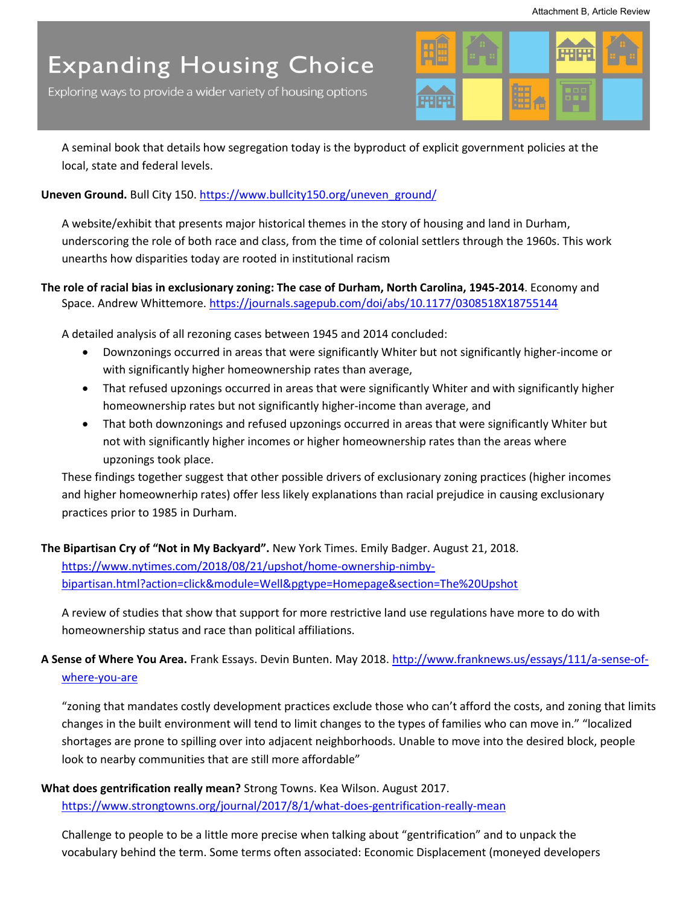A seminal book that details how segregation today is the byproduct of explicit government policies at the local, state and federal levels.

**Uneven Ground.** Bull City 150. https://www.bullcity150.org/uneven_ground/

A website/exhibit that presents major historical themes in the story of housing and land in Durham, underscoring the role of both race and class, from the time of colonial settlers through the 1960s. This work unearths how disparities today are rooted in institutional racism

**The role of racial bias in exclusionary zoning: The case of Durham, North Carolina, 1945-2014**. Economy and Space. Andrew Whittemore. https://journals.sagepub.com/doi/abs/10.1177/0308518X18755144

A detailed analysis of all rezoning cases between 1945 and 2014 concluded:

- Downzonings occurred in areas that were significantly Whiter but not significantly higher-income or with significantly higher homeownership rates than average,
- That refused upzonings occurred in areas that were significantly Whiter and with significantly higher homeownership rates but not significantly higher-income than average, and
- That both downzonings and refused upzonings occurred in areas that were significantly Whiter but not with significantly higher incomes or higher homeownership rates than the areas where upzonings took place.

These findings together suggest that other possible drivers of exclusionary zoning practices (higher incomes and higher homeownerhip rates) offer less likely explanations than racial prejudice in causing exclusionary practices prior to 1985 in Durham.

**The Bipartisan Cry of "Not in My Backyard".** New York Times. Emily Badger. August 21, 2018. https://www.nytimes.com/2018/08/21/upshot/home-ownership-nimby-bipartisan.html?action=click&module=Well&pgtype=Homepage&section=The%20Upshot

A review of studies that show that support for more restrictive land use regulations have more to do with homeownership status and race than political affiliations.

**A Sense of Where You Area.** Frank Essays. Devin Bunten. May 2018. http://www.franknews.us/essays/111/a-sense-of-where-you-are

"zoning that mandates costly development practices exclude those who can't afford the costs, and zoning that limits changes in the built environment will tend to limit changes to the types of families who can move in." "localized shortages are prone to spilling over into adjacent neighborhoods. Unable to move into the desired block, people look to nearby communities that are still more affordable"

**What does gentrification really mean?** Strong Towns. Kea Wilson. August 2017. https://www.strongtowns.org/journal/2017/8/1/what-does-gentrification-really-mean

Challenge to people to be a little more precise when talking about "gentrification" and to unpack the vocabulary behind the term. Some terms often associated: Economic Displacement (moneyed developers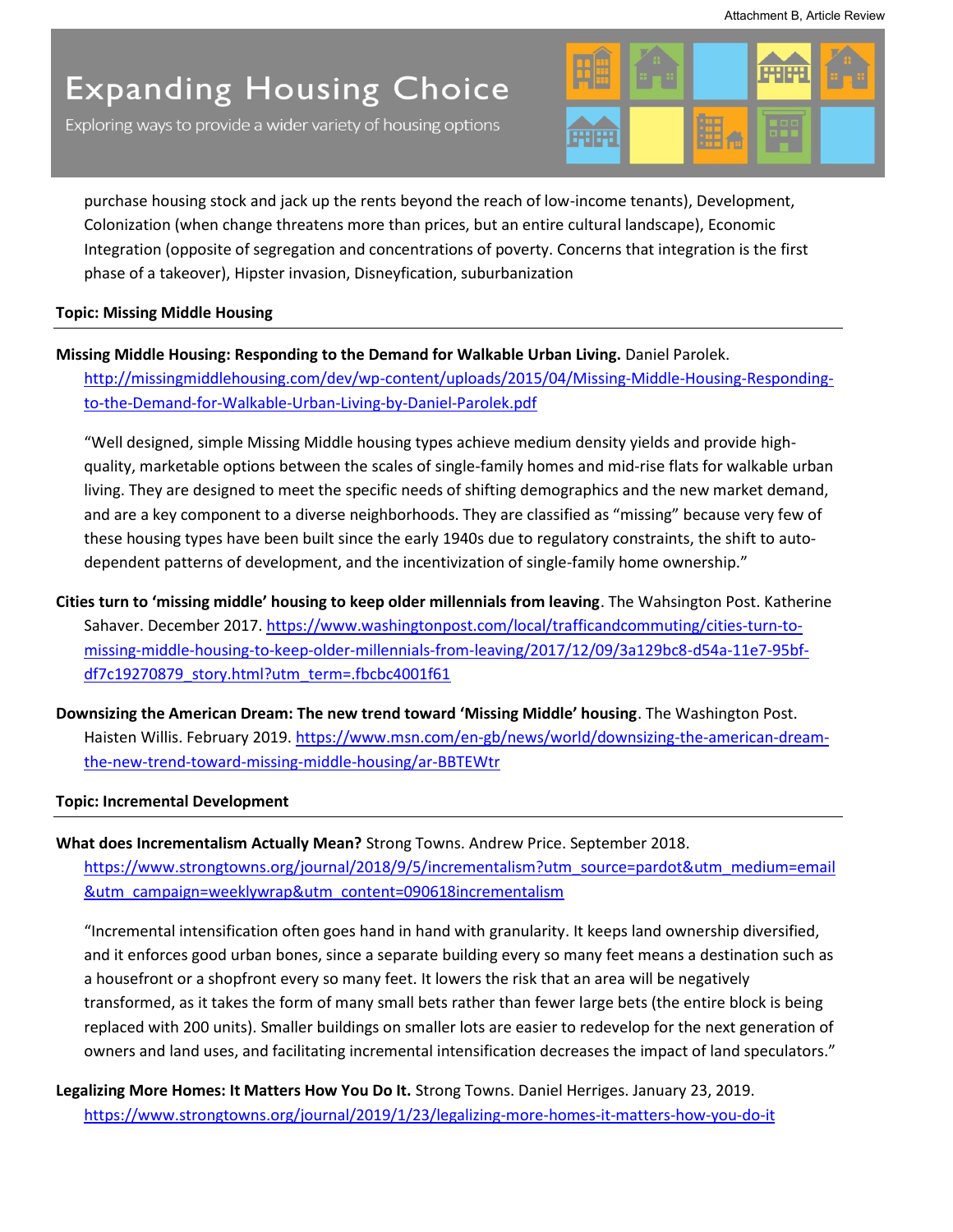purchase housing stock and jack up the rents beyond the reach of low-income tenants), Development, Colonization (when change threatens more than prices, but an entire cultural landscape), Economic Integration (opposite of segregation and concentrations of poverty. Concerns that integration is the first phase of a takeover), Hipster invasion, Disneyfication, suburbanization

**Topic: Missing Middle Housing**

---

**Missing Middle Housing: Responding to the Demand for Walkable Urban Living.** Daniel Parolek. http://missingmiddlehousing.com/dev/wp-content/uploads/2015/04/Missing-Middle-Housing-Responding-to-the-Demand-for-Walkable-Urban-Living-by-Daniel-Parolek.pdf

"Well designed, simple Missing Middle housing types achieve medium density yields and provide high-quality, marketable options between the scales of single-family homes and mid-rise flats for walkable urban living. They are designed to meet the specific needs of shifting demographics and the new market demand, and are a key component to a diverse neighborhoods. They are classified as "missing" because very few of these housing types have been built since the early 1940s due to regulatory constraints, the shift to auto-dependent patterns of development, and the incentivization of single-family home ownership."

**Cities turn to 'missing middle' housing to keep older millennials from leaving**. The Wahsington Post. Katherine Sahaver. December 2017. https://www.washingtonpost.com/local/trafficandcommuting/cities-turn-to-missing-middle-housing-to-keep-older-millennials-from-leaving/2017/12/09/3a129bc8-d54a-11e7-95bf-df7c19270879_story.html?utm_term=.fbcbc4001f61

**Downsizing the American Dream: The new trend toward 'Missing Middle' housing**. The Washington Post. Haisten Willis. February 2019. https://www.msn.com/en-gb/news/world/downsizing-the-american-dream-the-new-trend-toward-missing-middle-housing/ar-BBTEWtr

**Topic: Incremental Development**

---

**What does Incrementalism Actually Mean?** Strong Towns. Andrew Price. September 2018. https://www.strongtowns.org/journal/2018/9/5/incrementalism?utm_source=pardot&utm_medium=email&utm_campaign=weeklywrap&utm_content=090618incrementalism

"Incremental intensification often goes hand in hand with granularity. It keeps land ownership diversified, and it enforces good urban bones, since a separate building every so many feet means a destination such as a housefront or a shopfront every so many feet. It lowers the risk that an area will be negatively transformed, as it takes the form of many small bets rather than fewer large bets (the entire block is being replaced with 200 units). Smaller buildings on smaller lots are easier to redevelop for the next generation of owners and land uses, and facilitating incremental intensification decreases the impact of land speculators."

**Legalizing More Homes: It Matters How You Do It.** Strong Towns. Daniel Herriges. January 23, 2019. https://www.strongtowns.org/journal/2019/1/23/legalizing-more-homes-it-matters-how-you-do-it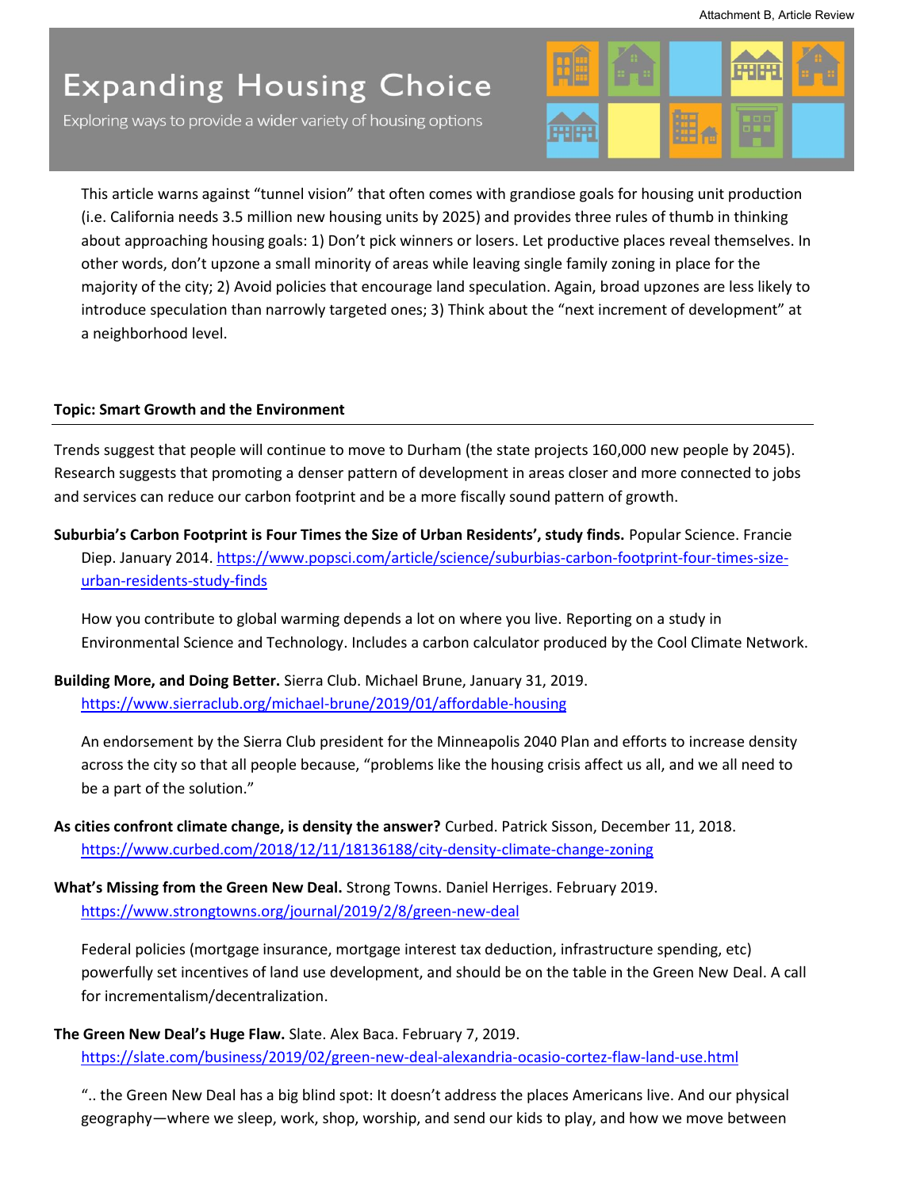This article warns against "tunnel vision" that often comes with grandiose goals for housing unit production (i.e. California needs 3.5 million new housing units by 2025) and provides three rules of thumb in thinking about approaching housing goals: 1) Don't pick winners or losers. Let productive places reveal themselves. In other words, don't upzone a small minority of areas while leaving single family zoning in place for the majority of the city; 2) Avoid policies that encourage land speculation. Again, broad upzones are less likely to introduce speculation than narrowly targeted ones; 3) Think about the "next increment of development" at a neighborhood level.

**Topic: Smart Growth and the Environment**

---

Trends suggest that people will continue to move to Durham (the state projects 160,000 new people by 2045). Research suggests that promoting a denser pattern of development in areas closer and more connected to jobs and services can reduce our carbon footprint and be a more fiscally sound pattern of growth.

**Suburbia's Carbon Footprint is Four Times the Size of Urban Residents', study finds.** Popular Science. Francie Diep. January 2014. https://www.popsci.com/article/science/suburbias-carbon-footprint-four-times-size-urban-residents-study-finds

How you contribute to global warming depends a lot on where you live. Reporting on a study in Environmental Science and Technology. Includes a carbon calculator produced by the Cool Climate Network.

**Building More, and Doing Better.** Sierra Club. Michael Brune, January 31, 2019. https://www.sierraclub.org/michael-brune/2019/01/affordable-housing

An endorsement by the Sierra Club president for the Minneapolis 2040 Plan and efforts to increase density across the city so that all people because, "problems like the housing crisis affect us all, and we all need to be a part of the solution."

**As cities confront climate change, is density the answer?** Curbed. Patrick Sisson, December 11, 2018. https://www.curbed.com/2018/12/11/18136188/city-density-climate-change-zoning

**What's Missing from the Green New Deal.** Strong Towns. Daniel Herriges. February 2019. https://www.strongtowns.org/journal/2019/2/8/green-new-deal

Federal policies (mortgage insurance, mortgage interest tax deduction, infrastructure spending, etc) powerfully set incentives of land use development, and should be on the table in the Green New Deal. A call for incrementalism/decentralization.

**The Green New Deal's Huge Flaw.** Slate. Alex Baca. February 7, 2019. https://slate.com/business/2019/02/green-new-deal-alexandria-ocasio-cortez-flaw-land-use.html

".. the Green New Deal has a big blind spot: It doesn't address the places Americans live. And our physical geography—where we sleep, work, shop, worship, and send our kids to play, and how we move between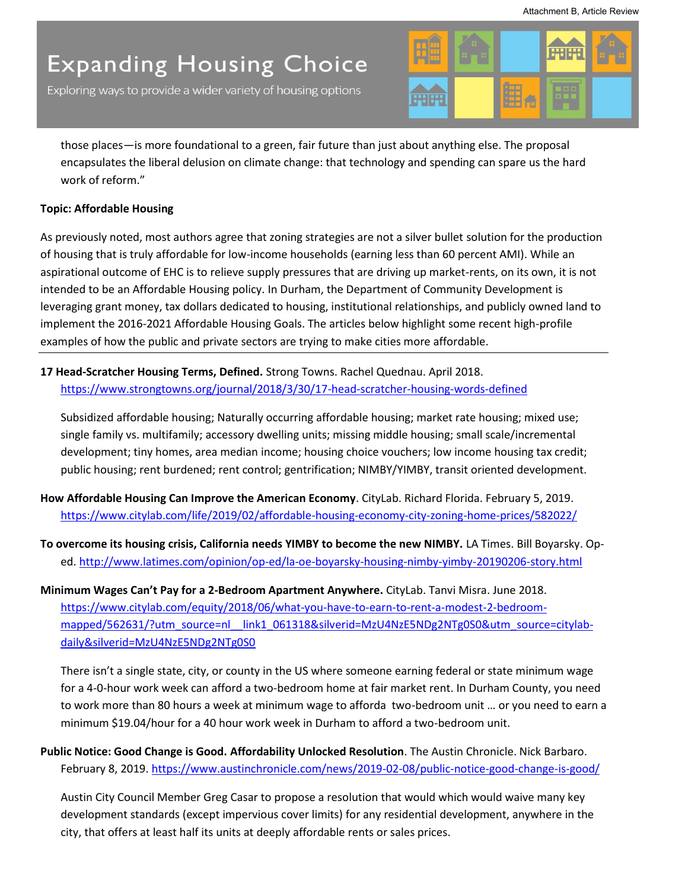those places—is more foundational to a green, fair future than just about anything else. The proposal encapsulates the liberal delusion on climate change: that technology and spending can spare us the hard work of reform."

**Topic: Affordable Housing**

As previously noted, most authors agree that zoning strategies are not a silver bullet solution for the production of housing that is truly affordable for low-income households (earning less than 60 percent AMI). While an aspirational outcome of EHC is to relieve supply pressures that are driving up market-rents, on its own, it is not intended to be an Affordable Housing policy. In Durham, the Department of Community Development is leveraging grant money, tax dollars dedicated to housing, institutional relationships, and publicly owned land to implement the 2016-2021 Affordable Housing Goals. The articles below highlight some recent high-profile examples of how the public and private sectors are trying to make cities more affordable.

---

**17 Head-Scratcher Housing Terms, Defined.** Strong Towns. Rachel Quednau. April 2018. https://www.strongtowns.org/journal/2018/3/30/17-head-scratcher-housing-words-defined

Subsidized affordable housing; Naturally occurring affordable housing; market rate housing; mixed use; single family vs. multifamily; accessory dwelling units; missing middle housing; small scale/incremental development; tiny homes, area median income; housing choice vouchers; low income housing tax credit; public housing; rent burdened; rent control; gentrification; NIMBY/YIMBY, transit oriented development.

**How Affordable Housing Can Improve the American Economy**. CityLab. Richard Florida. February 5, 2019. https://www.citylab.com/life/2019/02/affordable-housing-economy-city-zoning-home-prices/582022/

**To overcome its housing crisis, California needs YIMBY to become the new NIMBY.** LA Times. Bill Boyarsky. Op-ed. http://www.latimes.com/opinion/op-ed/la-oe-boyarsky-housing-nimby-yimby-20190206-story.html

**Minimum Wages Can't Pay for a 2-Bedroom Apartment Anywhere.** CityLab. Tanvi Misra. June 2018. https://www.citylab.com/equity/2018/06/what-you-have-to-earn-to-rent-a-modest-2-bedroom-mapped/562631/?utm_source=nl__link1_061318&silverid=MzU4NzE5NDg2NTg0S0&utm_source=citylab-daily&silverid=MzU4NzE5NDg2NTg0S0

There isn't a single state, city, or county in the US where someone earning federal or state minimum wage for a 4-0-hour work week can afford a two-bedroom home at fair market rent. In Durham County, you need to work more than 80 hours a week at minimum wage to afforda two-bedroom unit … or you need to earn a minimum $19.04/hour for a 40 hour work week in Durham to afford a two-bedroom unit.

**Public Notice: Good Change is Good. Affordability Unlocked Resolution**. The Austin Chronicle. Nick Barbaro. February 8, 2019. https://www.austinchronicle.com/news/2019-02-08/public-notice-good-change-is-good/

Austin City Council Member Greg Casar to propose a resolution that would which would waive many key development standards (except impervious cover limits) for any residential development, anywhere in the city, that offers at least half its units at deeply affordable rents or sales prices.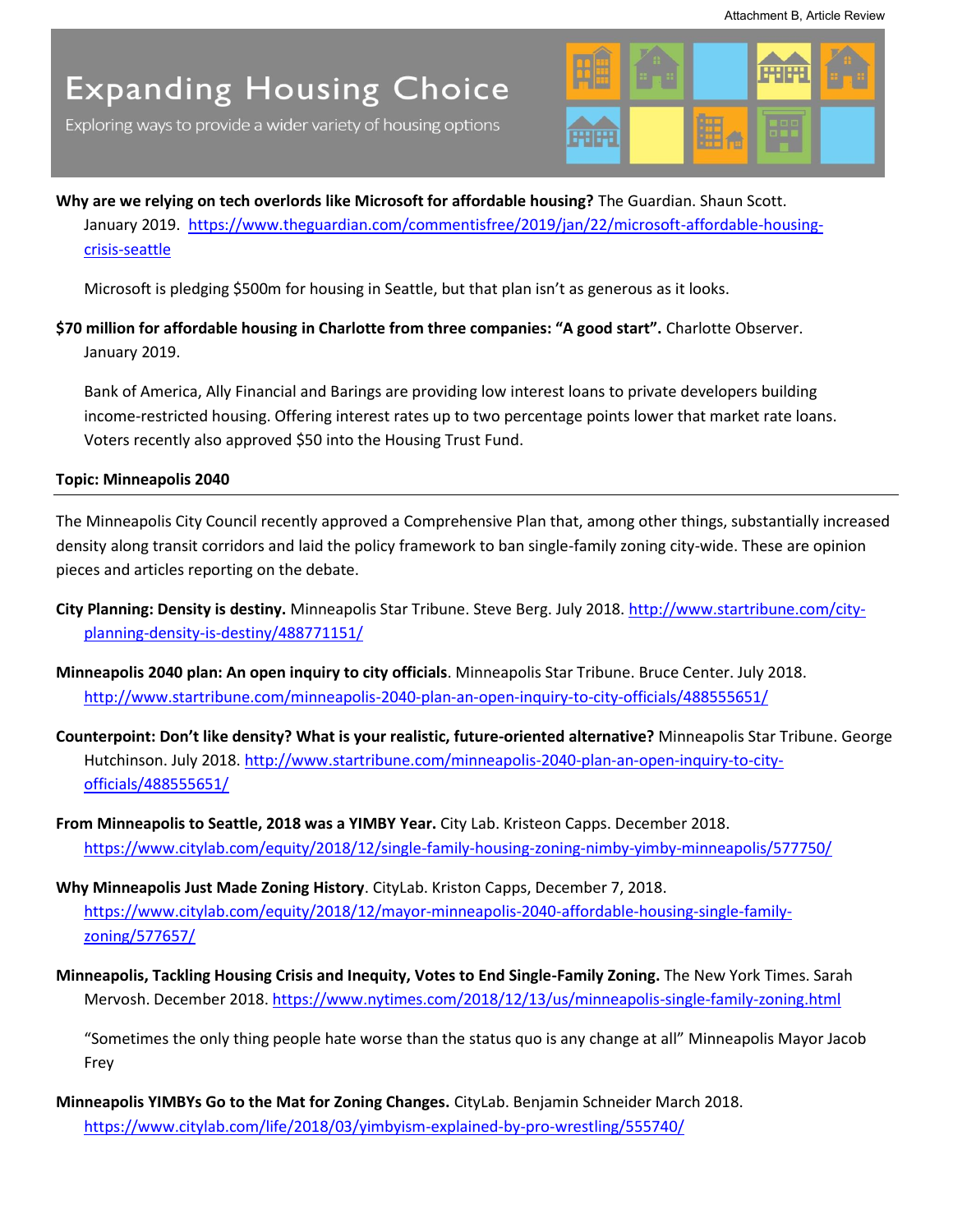Attachment B, Article Review

# Expanding Housing Choice

Exploring ways to provide a wider variety of housing options

**Why are we relying on tech overlords like Microsoft for affordable housing?** The Guardian. Shaun Scott. January 2019. https://www.theguardian.com/commentisfree/2019/jan/22/microsoft-affordable-housing-crisis-seattle

Microsoft is pledging $500m for housing in Seattle, but that plan isn't as generous as it looks.

**$70 million for affordable housing in Charlotte from three companies: "A good start".** Charlotte Observer. January 2019.

Bank of America, Ally Financial and Barings are providing low interest loans to private developers building income-restricted housing. Offering interest rates up to two percentage points lower that market rate loans. Voters recently also approved $50 into the Housing Trust Fund.

**Topic: Minneapolis 2040**

---

The Minneapolis City Council recently approved a Comprehensive Plan that, among other things, substantially increased density along transit corridors and laid the policy framework to ban single-family zoning city-wide. These are opinion pieces and articles reporting on the debate.

**City Planning: Density is destiny.** Minneapolis Star Tribune. Steve Berg. July 2018. http://www.startribune.com/city-planning-density-is-destiny/488771151/

**Minneapolis 2040 plan: An open inquiry to city officials**. Minneapolis Star Tribune. Bruce Center. July 2018. http://www.startribune.com/minneapolis-2040-plan-an-open-inquiry-to-city-officials/488555651/

**Counterpoint: Don't like density? What is your realistic, future-oriented alternative?** Minneapolis Star Tribune. George Hutchinson. July 2018. http://www.startribune.com/minneapolis-2040-plan-an-open-inquiry-to-city-officials/488555651/

**From Minneapolis to Seattle, 2018 was a YIMBY Year.** City Lab. Kristeon Capps. December 2018. https://www.citylab.com/equity/2018/12/single-family-housing-zoning-nimby-yimby-minneapolis/577750/

**Why Minneapolis Just Made Zoning History**. CityLab. Kriston Capps, December 7, 2018. https://www.citylab.com/equity/2018/12/mayor-minneapolis-2040-affordable-housing-single-family-zoning/577657/

**Minneapolis, Tackling Housing Crisis and Inequity, Votes to End Single-Family Zoning.** The New York Times. Sarah Mervosh. December 2018. https://www.nytimes.com/2018/12/13/us/minneapolis-single-family-zoning.html

"Sometimes the only thing people hate worse than the status quo is any change at all" Minneapolis Mayor Jacob Frey

**Minneapolis YIMBYs Go to the Mat for Zoning Changes.** CityLab. Benjamin Schneider March 2018. https://www.citylab.com/life/2018/03/yimbyism-explained-by-pro-wrestling/555740/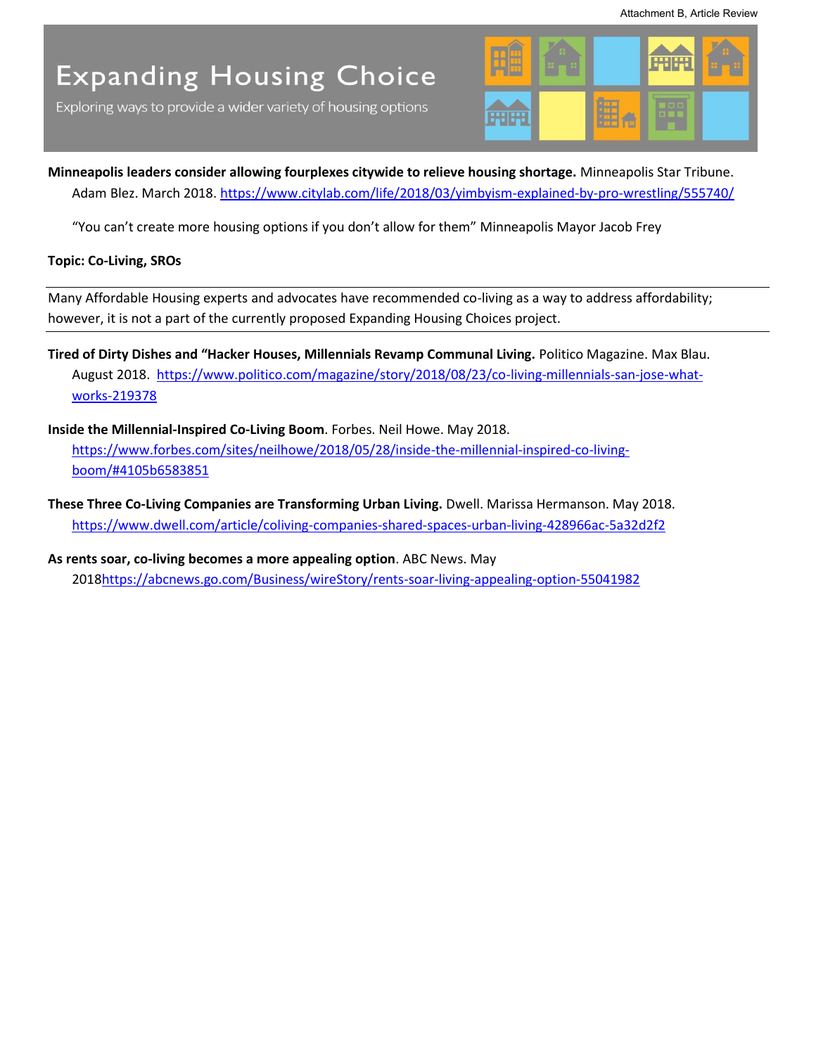# Expanding Housing Choice

Exploring ways to provide a wider variety of housing options

**Minneapolis leaders consider allowing fourplexes citywide to relieve housing shortage.** Minneapolis Star Tribune. Adam Blez. March 2018. https://www.citylab.com/life/2018/03/yimbyism-explained-by-pro-wrestling/555740/

"You can't create more housing options if you don't allow for them" Minneapolis Mayor Jacob Frey

**Topic: Co-Living, SROs**

---

Many Affordable Housing experts and advocates have recommended co-living as a way to address affordability; however, it is not a part of the currently proposed Expanding Housing Choices project.

---

**Tired of Dirty Dishes and "Hacker Houses, Millennials Revamp Communal Living.** Politico Magazine. Max Blau. August 2018. https://www.politico.com/magazine/story/2018/08/23/co-living-millennials-san-jose-what-works-219378

**Inside the Millennial-Inspired Co-Living Boom**. Forbes. Neil Howe. May 2018. https://www.forbes.com/sites/neilhowe/2018/05/28/inside-the-millennial-inspired-co-living-boom/#4105b6583851

**These Three Co-Living Companies are Transforming Urban Living.** Dwell. Marissa Hermanson. May 2018. https://www.dwell.com/article/coliving-companies-shared-spaces-urban-living-428966ac-5a32d2f2

**As rents soar, co-living becomes a more appealing option**. ABC News. May 2018https://abcnews.go.com/Business/wireStory/rents-soar-living-appealing-option-55041982